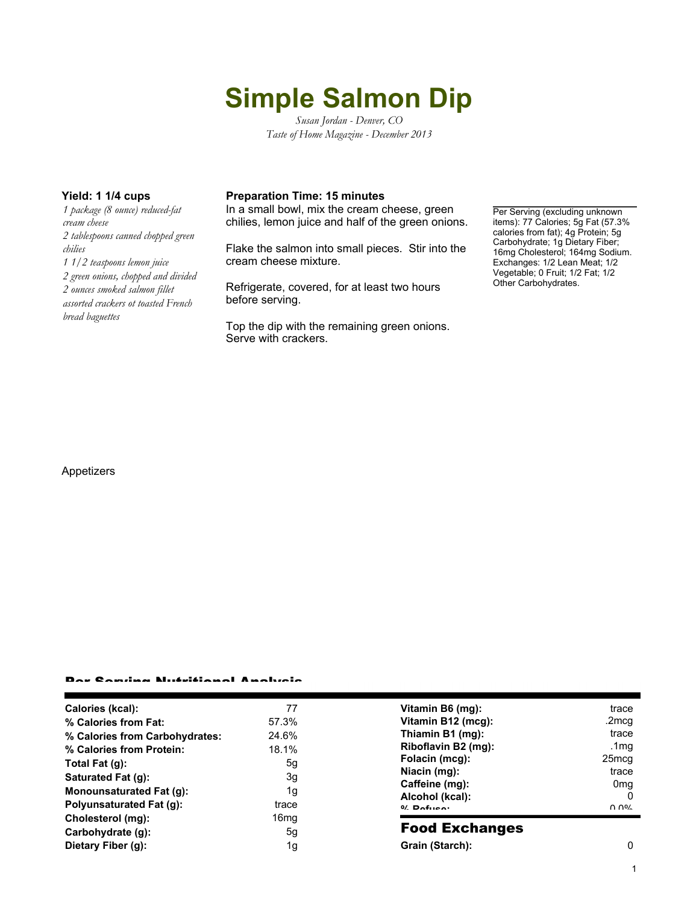# Simple Salmon Dip

*Susan Jordan - Denver, CO*
*Taste of Home Magazine - December 2013*

**Yield: 1 1/4 cups**

*1 package (8 ounce) reduced-fat cream cheese*
*2 tablespoons canned chopped green chilies*
*1 1/2 teaspoons lemon juice*
*2 green onions, chopped and divided*
*2 ounces smoked salmon fillet*
*assorted crackers ot toasted French bread baguettes*

**Preparation Time: 15 minutes**

In a small bowl, mix the cream cheese, green chilies, lemon juice and half of the green onions.

Flake the salmon into small pieces. Stir into the cream cheese mixture.

Refrigerate, covered, for at least two hours before serving.

Top the dip with the remaining green onions. Serve with crackers.

Per Serving (excluding unknown items): 77 Calories; 5g Fat (57.3% calories from fat); 4g Protein; 5g Carbohydrate; 1g Dietary Fiber; 16mg Cholesterol; 164mg Sodium. Exchanges: 1/2 Lean Meat; 1/2 Vegetable; 0 Fruit; 1/2 Fat; 1/2 Other Carbohydrates.

Appetizers

## Per Serving Nutritional Analysis

| | |
|---|---|
| **Calories (kcal):** | 77 |
| **% Calories from Fat:** | 57.3% |
| **% Calories from Carbohydrates:** | 24.6% |
| **% Calories from Protein:** | 18.1% |
| **Total Fat (g):** | 5g |
| **Saturated Fat (g):** | 3g |
| **Monounsaturated Fat (g):** | 1g |
| **Polyunsaturated Fat (g):** | trace |
| **Cholesterol (mg):** | 16mg |
| **Carbohydrate (g):** | 5g |
| **Dietary Fiber (g):** | 1g |

| | |
|---|---|
| **Vitamin B6 (mg):** | trace |
| **Vitamin B12 (mcg):** | .2mcg |
| **Thiamin B1 (mg):** | trace |
| **Riboflavin B2 (mg):** | .1mg |
| **Folacin (mcg):** | 25mcg |
| **Niacin (mg):** | trace |
| **Caffeine (mg):** | 0mg |
| **Alcohol (kcal):** | 0 |
| **% Refuse:** | 0.0% |

## Food Exchanges

| | |
|---|---|
| **Grain (Starch):** | 0 |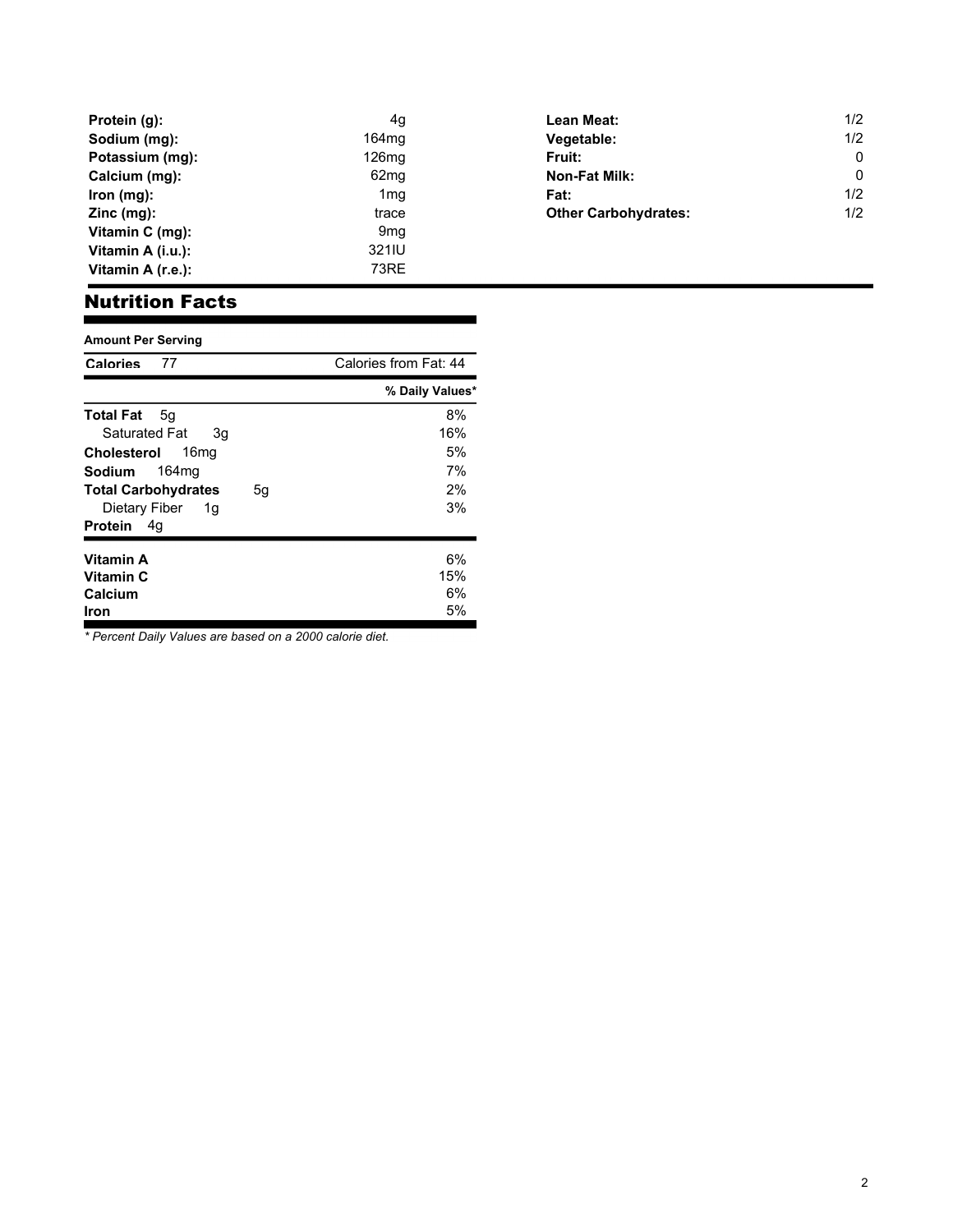| | |
|---|---|
| **Protein (g):** | 4g |
| **Sodium (mg):** | 164mg |
| **Potassium (mg):** | 126mg |
| **Calcium (mg):** | 62mg |
| **Iron (mg):** | 1mg |
| **Zinc (mg):** | trace |
| **Vitamin C (mg):** | 9mg |
| **Vitamin A (i.u.):** | 321IU |
| **Vitamin A (r.e.):** | 73RE |

| | |
|---|---|
| **Lean Meat:** | 1/2 |
| **Vegetable:** | 1/2 |
| **Fruit:** | 0 |
| **Non-Fat Milk:** | 0 |
| **Fat:** | 1/2 |
| **Other Carbohydrates:** | 1/2 |

## Nutrition Facts

**Amount Per Serving**

| | |
|---|---|
| **Calories** 77 | Calories from Fat: 44 |
| | **% Daily Values*** |
| **Total Fat** 5g | 8% |
| Saturated Fat 3g | 16% |
| **Cholesterol** 16mg | 5% |
| **Sodium** 164mg | 7% |
| **Total Carbohydrates** 5g | 2% |
| Dietary Fiber 1g | 3% |
| **Protein** 4g | |
| **Vitamin A** | 6% |
| **Vitamin C** | 15% |
| **Calcium** | 6% |
| **Iron** | 5% |

*\* Percent Daily Values are based on a 2000 calorie diet.*